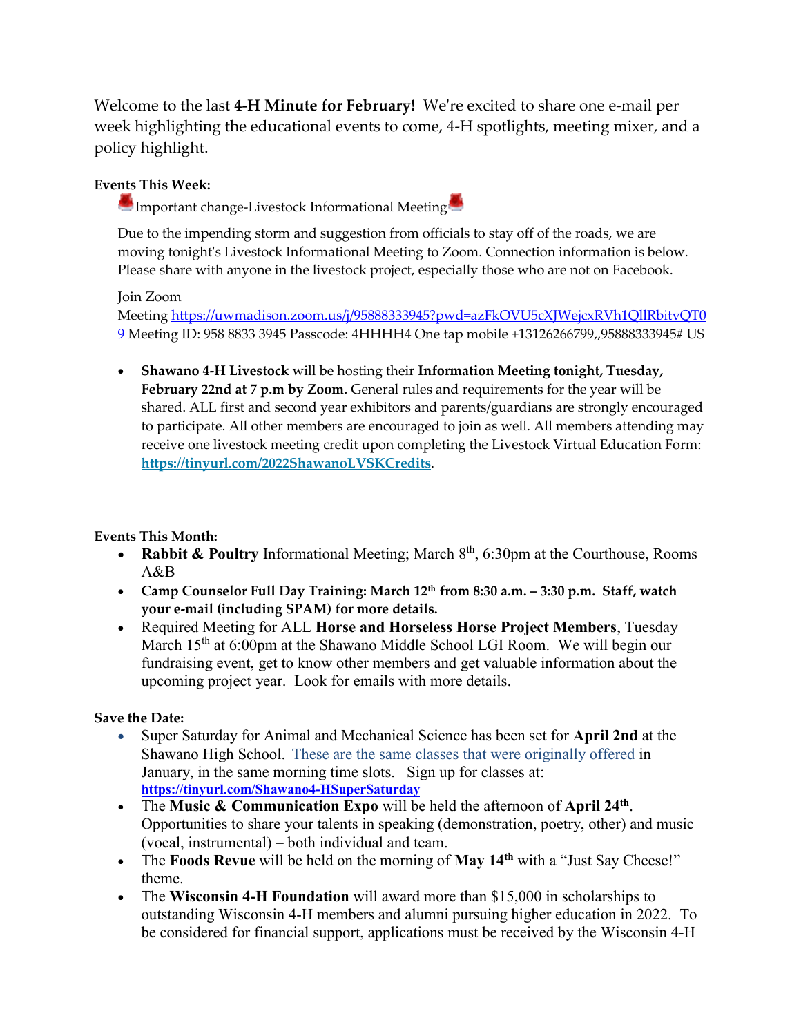Welcome to the last **4-H Minute for February!** We're excited to share one e-mail per week highlighting the educational events to come, 4-H spotlights, meeting mixer, and a policy highlight.

**Events This Week:**

Important change-Livestock Informational Meeting

Due to the impending storm and suggestion from officials to stay off of the roads, we are moving tonight's Livestock Informational Meeting to Zoom. Connection information is below. Please share with anyone in the livestock project, especially those who are not on Facebook.

Join Zoom
Meeting https://uwmadison.zoom.us/j/95888333945?pwd=azFkOVU5cXJWejcxRVh1QllRbitvQT09 Meeting ID: 958 8833 3945 Passcode: 4HHHH4 One tap mobile +13126266799,,95888333945# US

- **Shawano 4-H Livestock** will be hosting their **Information Meeting tonight, Tuesday, February 22nd at 7 p.m by Zoom.** General rules and requirements for the year will be shared. ALL first and second year exhibitors and parents/guardians are strongly encouraged to participate. All other members are encouraged to join as well. All members attending may receive one livestock meeting credit upon completing the Livestock Virtual Education Form: **https://tinyurl.com/2022ShawanoLVSKCredits**.

**Events This Month:**

- **Rabbit & Poultry** Informational Meeting; March 8th, 6:30pm at the Courthouse, Rooms A&B
- **Camp Counselor Full Day Training: March 12th from 8:30 a.m. – 3:30 p.m. Staff, watch your e-mail (including SPAM) for more details.**
- Required Meeting for ALL **Horse and Horseless Horse Project Members**, Tuesday March 15th at 6:00pm at the Shawano Middle School LGI Room. We will begin our fundraising event, get to know other members and get valuable information about the upcoming project year. Look for emails with more details.

**Save the Date:**

- Super Saturday for Animal and Mechanical Science has been set for **April 2nd** at the Shawano High School. These are the same classes that were originally offered in January, in the same morning time slots. Sign up for classes at: **https://tinyurl.com/Shawano4-HSuperSaturday**
- The **Music & Communication Expo** will be held the afternoon of **April 24th**. Opportunities to share your talents in speaking (demonstration, poetry, other) and music (vocal, instrumental) – both individual and team.
- The **Foods Revue** will be held on the morning of **May 14th** with a "Just Say Cheese!" theme.
- The **Wisconsin 4-H Foundation** will award more than $15,000 in scholarships to outstanding Wisconsin 4-H members and alumni pursuing higher education in 2022. To be considered for financial support, applications must be received by the Wisconsin 4-H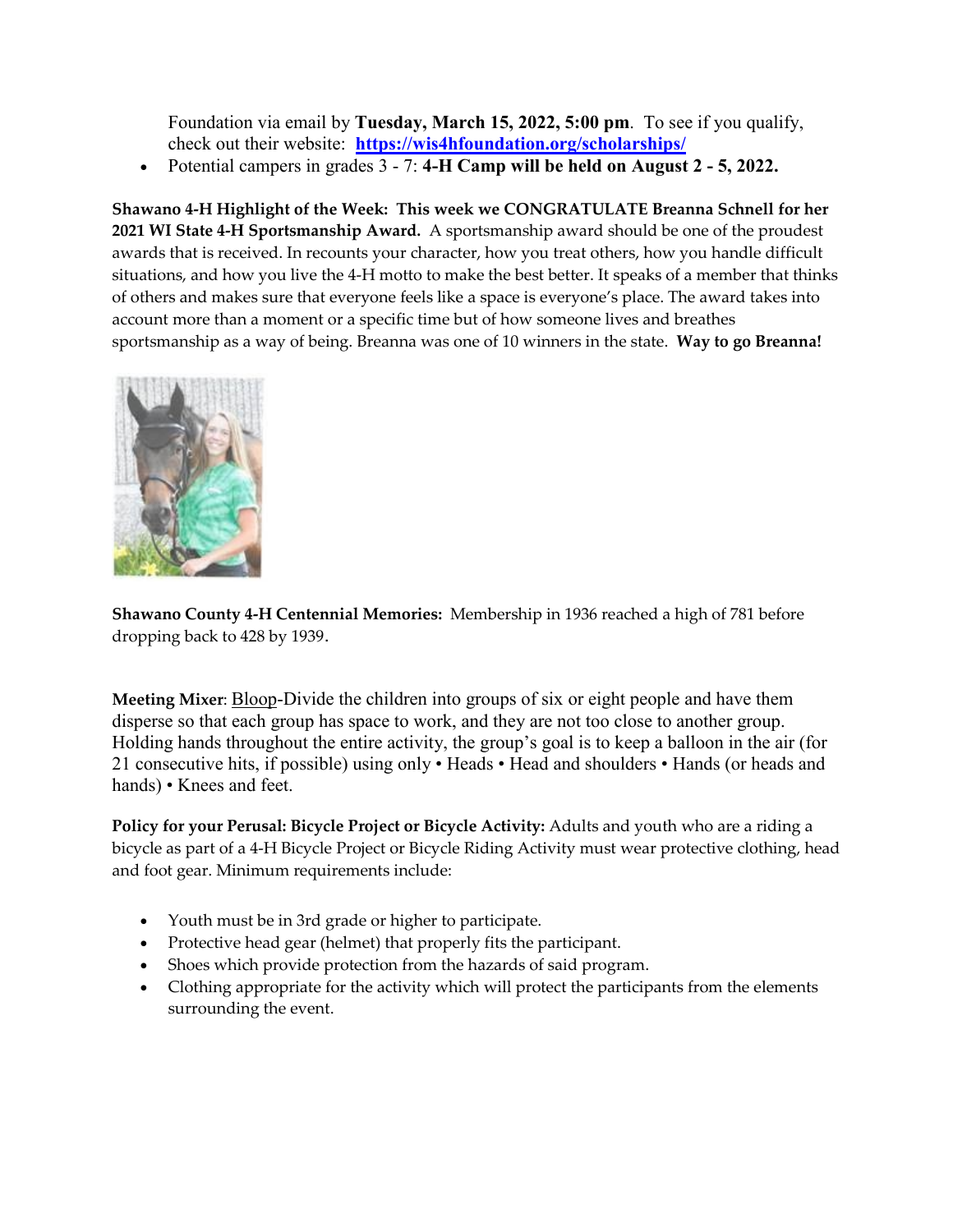Foundation via email by **Tuesday, March 15, 2022, 5:00 pm**. To see if you qualify, check out their website: **https://wis4hfoundation.org/scholarships/**

- Potential campers in grades 3 - 7: **4-H Camp will be held on August 2 - 5, 2022.**

**Shawano 4-H Highlight of the Week: This week we CONGRATULATE Breanna Schnell for her 2021 WI State 4-H Sportsmanship Award.** A sportsmanship award should be one of the proudest awards that is received. In recounts your character, how you treat others, how you handle difficult situations, and how you live the 4-H motto to make the best better. It speaks of a member that thinks of others and makes sure that everyone feels like a space is everyone's place. The award takes into account more than a moment or a specific time but of how someone lives and breathes sportsmanship as a way of being. Breanna was one of 10 winners in the state. **Way to go Breanna!**

**Shawano County 4-H Centennial Memories:** Membership in 1936 reached a high of 781 before dropping back to 428 by 1939.

**Meeting Mixer**: Bloop-Divide the children into groups of six or eight people and have them disperse so that each group has space to work, and they are not too close to another group. Holding hands throughout the entire activity, the group's goal is to keep a balloon in the air (for 21 consecutive hits, if possible) using only • Heads • Head and shoulders • Hands (or heads and hands) • Knees and feet.

**Policy for your Perusal: Bicycle Project or Bicycle Activity:** Adults and youth who are a riding a bicycle as part of a 4-H Bicycle Project or Bicycle Riding Activity must wear protective clothing, head and foot gear. Minimum requirements include:

- Youth must be in 3rd grade or higher to participate.
- Protective head gear (helmet) that properly fits the participant.
- Shoes which provide protection from the hazards of said program.
- Clothing appropriate for the activity which will protect the participants from the elements surrounding the event.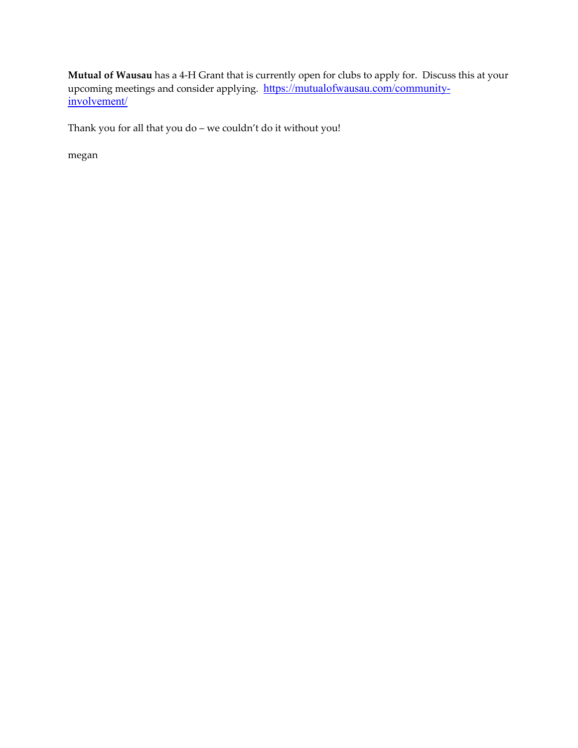**Mutual of Wausau** has a 4-H Grant that is currently open for clubs to apply for. Discuss this at your upcoming meetings and consider applying. [https://mutualofwausau.com/community-involvement/](https://mutualofwausau.com/community-involvement/)

Thank you for all that you do – we couldn't do it without you!

megan